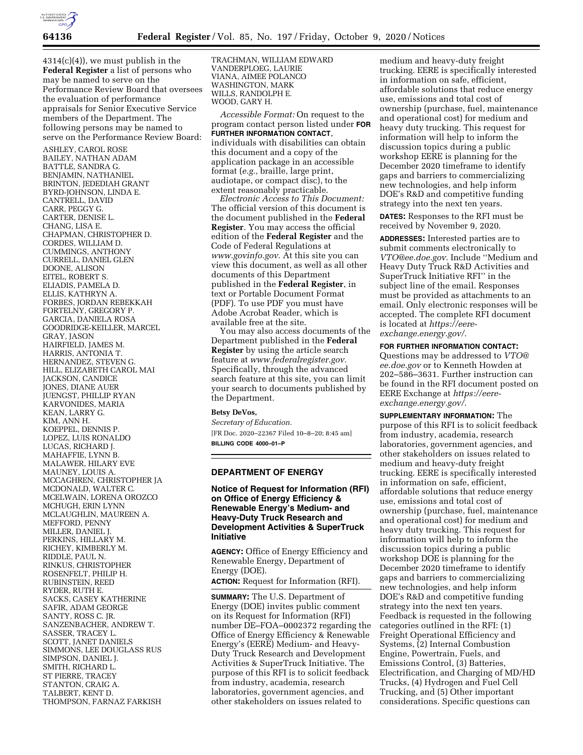4314(c)(4)), we must publish in the **Federal Register** a list of persons who may be named to serve on the Performance Review Board that oversees the evaluation of performance appraisals for Senior Executive Service members of the Department. The following persons may be named to serve on the Performance Review Board:

ASHLEY, CAROL ROSE
BAILEY, NATHAN ADAM
BATTLE, SANDRA G.
BENJAMIN, NATHANIEL
BRINTON, JEDEDIAH GRANT
BYRD-JOHNSON, LINDA E.
CANTRELL, DAVID
CARR, PEGGY G.
CARTER, DENISE L.
CHANG, LISA E.
CHAPMAN, CHRISTOPHER D.
CORDES, WILLIAM D.
CUMMINGS, ANTHONY
CURRELL, DANIEL GLEN
DOONE, ALISON
EITEL, ROBERT S.
ELIADIS, PAMELA D.
ELLIS, KATHRYN A.
FORBES, JORDAN REBEKKAH
FORTELNY, GREGORY P.
GARCIA, DANIELA ROSA
GOODRIDGE-KEILLER, MARCEL
GRAY, JASON
HAIRFIELD, JAMES M.
HARRIS, ANTONIA T.
HERNANDEZ, STEVEN G.
HILL, ELIZABETH CAROL MAI
JACKSON, CANDICE
JONES, DIANE AUER
JUENGST, PHILLIP RYAN
KARVONIDES, MARIA
KEAN, LARRY G.
KIM, ANN H.
KOEPPEL, DENNIS P.
LOPEZ, LUIS RONALDO
LUCAS, RICHARD J.
MAHAFFIE, LYNN B.
MALAWER, HILARY EVE
MAUNEY, LOUIS A.
MCCAGHREN, CHRISTOPHER JA
MCDONALD, WALTER C.
MCELWAIN, LORENA OROZCO
MCHUGH, ERIN LYNN
MCLAUGHLIN, MAUREEN A.
MEFFORD, PENNY
MILLER, DANIEL J.
PERKINS, HILLARY M.
RICHEY, KIMBERLY M.
RIDDLE, PAUL N.
RINKUS, CHRISTOPHER
ROSENFELT, PHILIP H.
RUBINSTEIN, REED
RYDER, RUTH E.
SACKS, CASEY KATHERINE
SAFIR, ADAM GEORGE
SANTY, ROSS C. JR.
SANZENBACHER, ANDREW T.
SASSER, TRACEY L.
SCOTT, JANET DANIELS
SIMMONS, LEE DOUGLASS RUS
SIMPSON, DANIEL J.
SMITH, RICHARD L.
ST PIERRE, TRACEY
STANTON, CRAIG A.
TALBERT, KENT D.
THOMPSON, FARNAZ FARKISH
TRACHMAN, WILLIAM EDWARD
VANDERPLOEG, LAURIE
VIANA, AIMEE POLANCO
WASHINGTON, MARK
WILLS, RANDOLPH E.
WOOD, GARY H.

*Accessible Format:* On request to the program contact person listed under **FOR FURTHER INFORMATION CONTACT**, individuals with disabilities can obtain this document and a copy of the application package in an accessible format (*e.g.,* braille, large print, audiotape, or compact disc), to the extent reasonably practicable.

*Electronic Access to This Document:* The official version of this document is the document published in the **Federal Register**. You may access the official edition of the **Federal Register** and the Code of Federal Regulations at *www.govinfo.gov.* At this site you can view this document, as well as all other documents of this Department published in the **Federal Register**, in text or Portable Document Format (PDF). To use PDF you must have Adobe Acrobat Reader, which is available free at the site.

You may also access documents of the Department published in the **Federal Register** by using the article search feature at *www.federalregister.gov.* Specifically, through the advanced search feature at this site, you can limit your search to documents published by the Department.

**Betsy DeVos,**

*Secretary of Education.*

[FR Doc. 2020–22367 Filed 10–8–20; 8:45 am]

**BILLING CODE 4000–01–P**

## DEPARTMENT OF ENERGY

### Notice of Request for Information (RFI) on Office of Energy Efficiency & Renewable Energy's Medium- and Heavy-Duty Truck Research and Development Activities & SuperTruck Initiative

**AGENCY:** Office of Energy Efficiency and Renewable Energy, Department of Energy (DOE).

**ACTION:** Request for Information (RFI).

**SUMMARY:** The U.S. Department of Energy (DOE) invites public comment on its Request for Information (RFI) number DE–FOA–0002372 regarding the Office of Energy Efficiency & Renewable Energy's (EERE) Medium- and Heavy-Duty Truck Research and Development Activities & SuperTruck Initiative. The purpose of this RFI is to solicit feedback from industry, academia, research laboratories, government agencies, and other stakeholders on issues related to medium and heavy-duty freight trucking. EERE is specifically interested in information on safe, efficient, affordable solutions that reduce energy use, emissions and total cost of ownership (purchase, fuel, maintenance and operational cost) for medium and heavy duty trucking. This request for information will help to inform the discussion topics during a public workshop EERE is planning for the December 2020 timeframe to identify gaps and barriers to commercializing new technologies, and help inform DOE's R&D and competitive funding strategy into the next ten years.

**DATES:** Responses to the RFI must be received by November 9, 2020.

**ADDRESSES:** Interested parties are to submit comments electronically to *VTO@ee.doe.gov.* Include ''Medium and Heavy Duty Truck R&D Activities and SuperTruck Initiative RFI'' in the subject line of the email. Responses must be provided as attachments to an email. Only electronic responses will be accepted. The complete RFI document is located at *https://eere-exchange.energy.gov/.*

**FOR FURTHER INFORMATION CONTACT:** Questions may be addressed to *VTO@ee.doe.gov* or to Kenneth Howden at 202–586–3631. Further instruction can be found in the RFI document posted on EERE Exchange at *https://eere-exchange.energy.gov/.*

**SUPPLEMENTARY INFORMATION:** The purpose of this RFI is to solicit feedback from industry, academia, research laboratories, government agencies, and other stakeholders on issues related to medium and heavy-duty freight trucking. EERE is specifically interested in information on safe, efficient, affordable solutions that reduce energy use, emissions and total cost of ownership (purchase, fuel, maintenance and operational cost) for medium and heavy duty trucking. This request for information will help to inform the discussion topics during a public workshop DOE is planning for the December 2020 timeframe to identify gaps and barriers to commercializing new technologies, and help inform DOE's R&D and competitive funding strategy into the next ten years. Feedback is requested in the following categories outlined in the RFI: (1) Freight Operational Efficiency and Systems, (2) Internal Combustion Engine, Powertrain, Fuels, and Emissions Control, (3) Batteries, Electrification, and Charging of MD/HD Trucks, (4) Hydrogen and Fuel Cell Trucking, and (5) Other important considerations. Specific questions can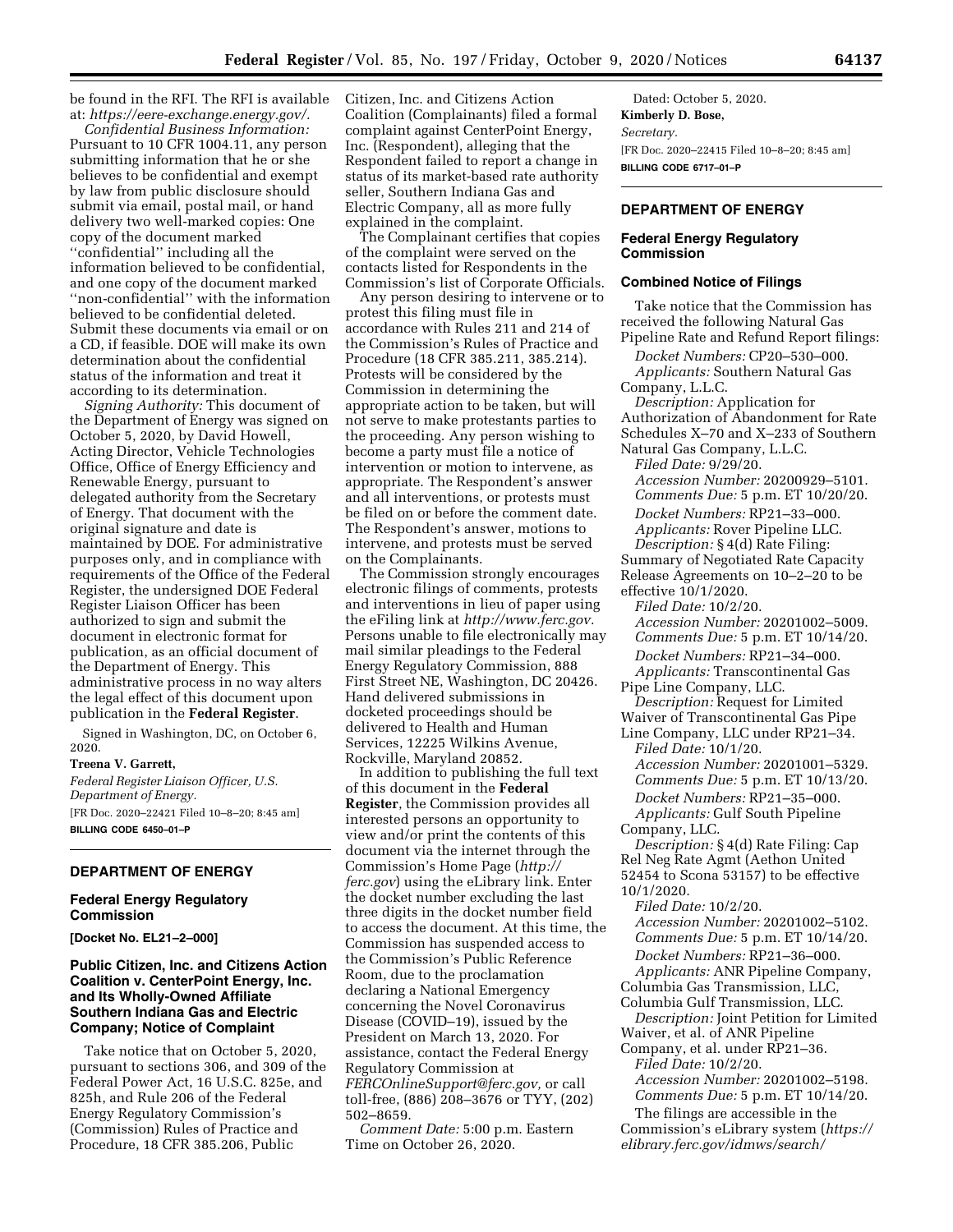be found in the RFI. The RFI is available at: *https://eere-exchange.energy.gov/.*

*Confidential Business Information:* Pursuant to 10 CFR 1004.11, any person submitting information that he or she believes to be confidential and exempt by law from public disclosure should submit via email, postal mail, or hand delivery two well-marked copies: One copy of the document marked ''confidential'' including all the information believed to be confidential, and one copy of the document marked ''non-confidential'' with the information believed to be confidential deleted. Submit these documents via email or on a CD, if feasible. DOE will make its own determination about the confidential status of the information and treat it according to its determination.

*Signing Authority:* This document of the Department of Energy was signed on October 5, 2020, by David Howell, Acting Director, Vehicle Technologies Office, Office of Energy Efficiency and Renewable Energy, pursuant to delegated authority from the Secretary of Energy. That document with the original signature and date is maintained by DOE. For administrative purposes only, and in compliance with requirements of the Office of the Federal Register, the undersigned DOE Federal Register Liaison Officer has been authorized to sign and submit the document in electronic format for publication, as an official document of the Department of Energy. This administrative process in no way alters the legal effect of this document upon publication in the **Federal Register**.

Signed in Washington, DC, on October 6, 2020.

**Treena V. Garrett,**

*Federal Register Liaison Officer, U.S. Department of Energy.*

[FR Doc. 2020–22421 Filed 10–8–20; 8:45 am]

**BILLING CODE 6450–01–P**

## DEPARTMENT OF ENERGY

### Federal Energy Regulatory Commission

**[Docket No. EL21–2–000]**

### Public Citizen, Inc. and Citizens Action Coalition v. CenterPoint Energy, Inc. and Its Wholly-Owned Affiliate Southern Indiana Gas and Electric Company; Notice of Complaint

Take notice that on October 5, 2020, pursuant to sections 306, and 309 of the Federal Power Act, 16 U.S.C. 825e, and 825h, and Rule 206 of the Federal Energy Regulatory Commission's (Commission) Rules of Practice and Procedure, 18 CFR 385.206, Public Citizen, Inc. and Citizens Action Coalition (Complainants) filed a formal complaint against CenterPoint Energy, Inc. (Respondent), alleging that the Respondent failed to report a change in status of its market-based rate authority seller, Southern Indiana Gas and Electric Company, all as more fully explained in the complaint.

The Complainant certifies that copies of the complaint were served on the contacts listed for Respondents in the Commission's list of Corporate Officials.

Any person desiring to intervene or to protest this filing must file in accordance with Rules 211 and 214 of the Commission's Rules of Practice and Procedure (18 CFR 385.211, 385.214). Protests will be considered by the Commission in determining the appropriate action to be taken, but will not serve to make protestants parties to the proceeding. Any person wishing to become a party must file a notice of intervention or motion to intervene, as appropriate. The Respondent's answer and all interventions, or protests must be filed on or before the comment date. The Respondent's answer, motions to intervene, and protests must be served on the Complainants.

The Commission strongly encourages electronic filings of comments, protests and interventions in lieu of paper using the eFiling link at *http://www.ferc.gov*. Persons unable to file electronically may mail similar pleadings to the Federal Energy Regulatory Commission, 888 First Street NE, Washington, DC 20426. Hand delivered submissions in docketed proceedings should be delivered to Health and Human Services, 12225 Wilkins Avenue, Rockville, Maryland 20852.

In addition to publishing the full text of this document in the **Federal Register**, the Commission provides all interested persons an opportunity to view and/or print the contents of this document via the internet through the Commission's Home Page (*http://ferc.gov*) using the eLibrary link. Enter the docket number excluding the last three digits in the docket number field to access the document. At this time, the Commission has suspended access to the Commission's Public Reference Room, due to the proclamation declaring a National Emergency concerning the Novel Coronavirus Disease (COVID–19), issued by the President on March 13, 2020. For assistance, contact the Federal Energy Regulatory Commission at *FERCOnlineSupport@ferc.gov,* or call toll-free, (886) 208–3676 or TYY, (202) 502–8659.

*Comment Date:* 5:00 p.m. Eastern Time on October 26, 2020.

Dated: October 5, 2020.

**Kimberly D. Bose,**

*Secretary.*

[FR Doc. 2020–22415 Filed 10–8–20; 8:45 am]

**BILLING CODE 6717–01–P**

## DEPARTMENT OF ENERGY

### Federal Energy Regulatory Commission

### Combined Notice of Filings

Take notice that the Commission has received the following Natural Gas Pipeline Rate and Refund Report filings:

*Docket Numbers:* CP20–530–000.
*Applicants:* Southern Natural Gas Company, L.L.C.
*Description:* Application for Authorization of Abandonment for Rate Schedules X–70 and X–233 of Southern Natural Gas Company, L.L.C.
*Filed Date:* 9/29/20.
*Accession Number:* 20200929–5101.
*Comments Due:* 5 p.m. ET 10/20/20.

*Docket Numbers:* RP21–33–000.
*Applicants:* Rover Pipeline LLC.
*Description:* § 4(d) Rate Filing: Summary of Negotiated Rate Capacity Release Agreements on 10–2–20 to be effective 10/1/2020.
*Filed Date:* 10/2/20.
*Accession Number:* 20201002–5009.
*Comments Due:* 5 p.m. ET 10/14/20.

*Docket Numbers:* RP21–34–000.
*Applicants:* Transcontinental Gas Pipe Line Company, LLC.
*Description:* Request for Limited Waiver of Transcontinental Gas Pipe Line Company, LLC under RP21–34.
*Filed Date:* 10/1/20.
*Accession Number:* 20201001–5329.
*Comments Due:* 5 p.m. ET 10/13/20.

*Docket Numbers:* RP21–35–000.
*Applicants:* Gulf South Pipeline Company, LLC.
*Description:* § 4(d) Rate Filing: Cap Rel Neg Rate Agmt (Aethon United 52454 to Scona 53157) to be effective 10/1/2020.
*Filed Date:* 10/2/20.
*Accession Number:* 20201002–5102.
*Comments Due:* 5 p.m. ET 10/14/20.

*Docket Numbers:* RP21–36–000.
*Applicants:* ANR Pipeline Company, Columbia Gas Transmission, LLC, Columbia Gulf Transmission, LLC.
*Description:* Joint Petition for Limited Waiver, et al. of ANR Pipeline Company, et al. under RP21–36.
*Filed Date:* 10/2/20.
*Accession Number:* 20201002–5198.
*Comments Due:* 5 p.m. ET 10/14/20.

The filings are accessible in the Commission's eLibrary system (*https://elibrary.ferc.gov/idmws/search/*